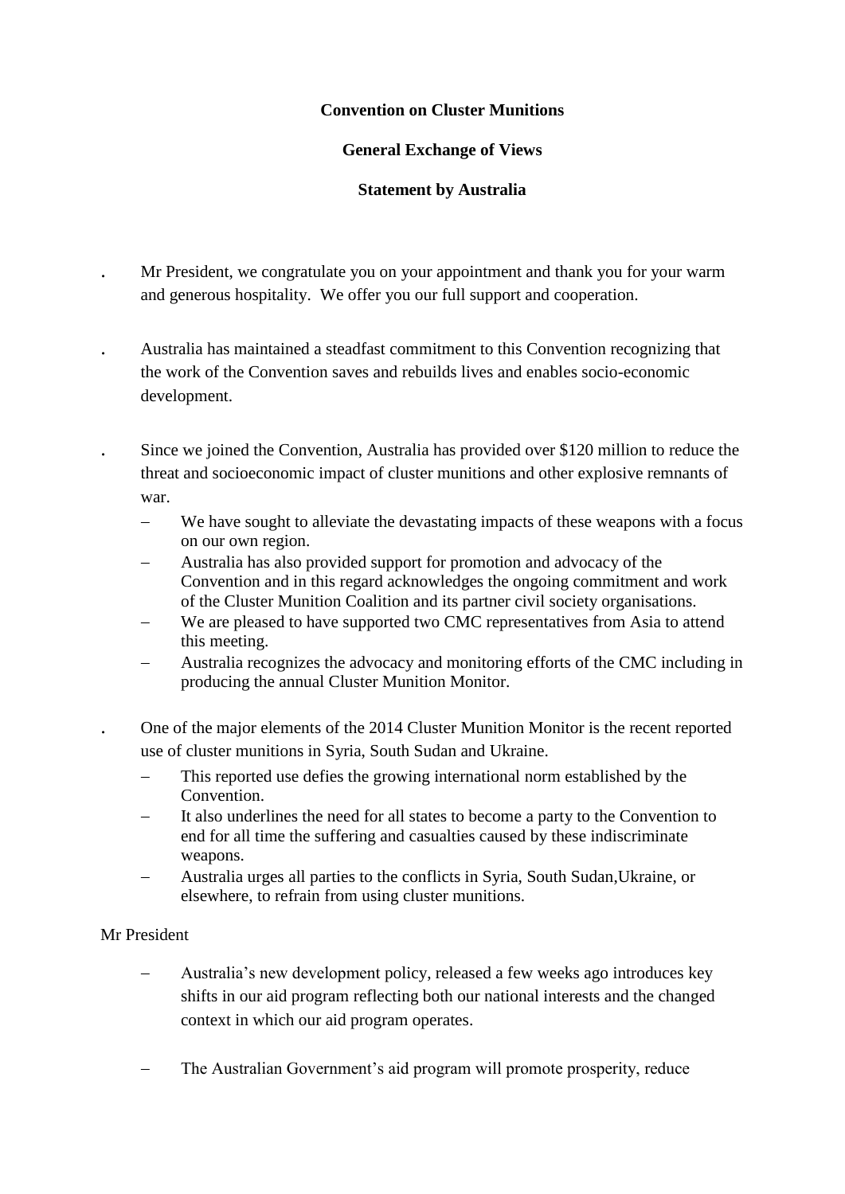**Convention on Cluster Munitions**

**General Exchange of Views**

**Statement by Australia**

. Mr President, we congratulate you on your appointment and thank you for your warm and generous hospitality. We offer you our full support and cooperation.

. Australia has maintained a steadfast commitment to this Convention recognizing that the work of the Convention saves and rebuilds lives and enables socio-economic development.

. Since we joined the Convention, Australia has provided over $120 million to reduce the threat and socioeconomic impact of cluster munitions and other explosive remnants of war.

- We have sought to alleviate the devastating impacts of these weapons with a focus on our own region.
- Australia has also provided support for promotion and advocacy of the Convention and in this regard acknowledges the ongoing commitment and work of the Cluster Munition Coalition and its partner civil society organisations.
- We are pleased to have supported two CMC representatives from Asia to attend this meeting.
- Australia recognizes the advocacy and monitoring efforts of the CMC including in producing the annual Cluster Munition Monitor.

. One of the major elements of the 2014 Cluster Munition Monitor is the recent reported use of cluster munitions in Syria, South Sudan and Ukraine.

- This reported use defies the growing international norm established by the Convention.
- It also underlines the need for all states to become a party to the Convention to end for all time the suffering and casualties caused by these indiscriminate weapons.
- Australia urges all parties to the conflicts in Syria, South Sudan,Ukraine, or elsewhere, to refrain from using cluster munitions.

Mr President

- Australia's new development policy, released a few weeks ago introduces key shifts in our aid program reflecting both our national interests and the changed context in which our aid program operates.
- The Australian Government's aid program will promote prosperity, reduce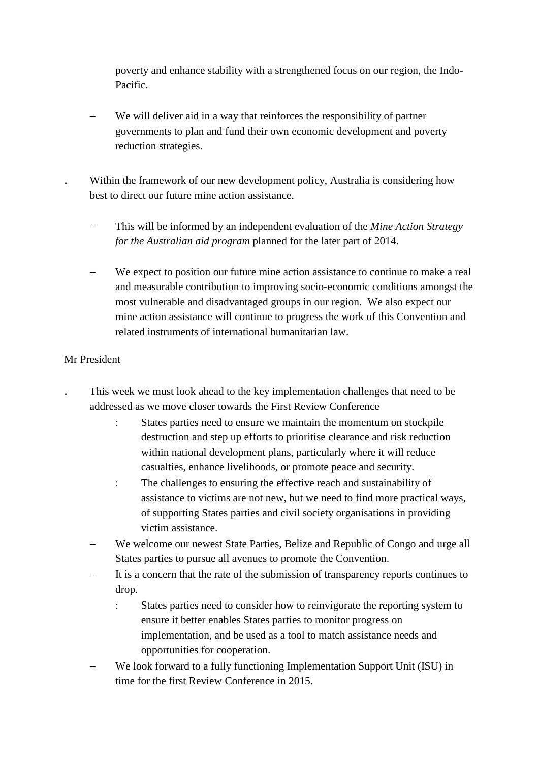poverty and enhance stability with a strengthened focus on our region, the Indo-Pacific.

- We will deliver aid in a way that reinforces the responsibility of partner governments to plan and fund their own economic development and poverty reduction strategies.

. Within the framework of our new development policy, Australia is considering how best to direct our future mine action assistance.

  - This will be informed by an independent evaluation of the *Mine Action Strategy for the Australian aid program* planned for the later part of 2014.

  - We expect to position our future mine action assistance to continue to make a real and measurable contribution to improving socio-economic conditions amongst the most vulnerable and disadvantaged groups in our region. We also expect our mine action assistance will continue to progress the work of this Convention and related instruments of international humanitarian law.

Mr President

. This week we must look ahead to the key implementation challenges that need to be addressed as we move closer towards the First Review Conference

  : States parties need to ensure we maintain the momentum on stockpile destruction and step up efforts to prioritise clearance and risk reduction within national development plans, particularly where it will reduce casualties, enhance livelihoods, or promote peace and security.

  : The challenges to ensuring the effective reach and sustainability of assistance to victims are not new, but we need to find more practical ways, of supporting States parties and civil society organisations in providing victim assistance.

  - We welcome our newest State Parties, Belize and Republic of Congo and urge all States parties to pursue all avenues to promote the Convention.

  - It is a concern that the rate of the submission of transparency reports continues to drop.

    : States parties need to consider how to reinvigorate the reporting system to ensure it better enables States parties to monitor progress on implementation, and be used as a tool to match assistance needs and opportunities for cooperation.

  - We look forward to a fully functioning Implementation Support Unit (ISU) in time for the first Review Conference in 2015.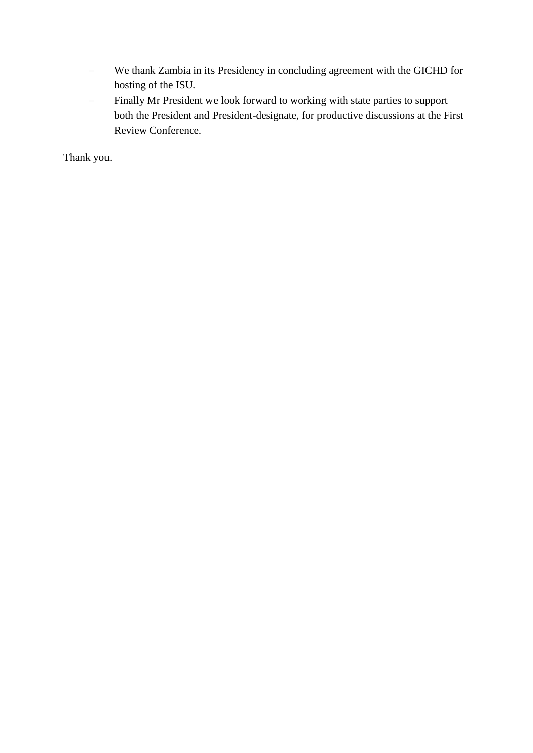- We thank Zambia in its Presidency in concluding agreement with the GICHD for hosting of the ISU.
- Finally Mr President we look forward to working with state parties to support both the President and President-designate, for productive discussions at the First Review Conference.

Thank you.